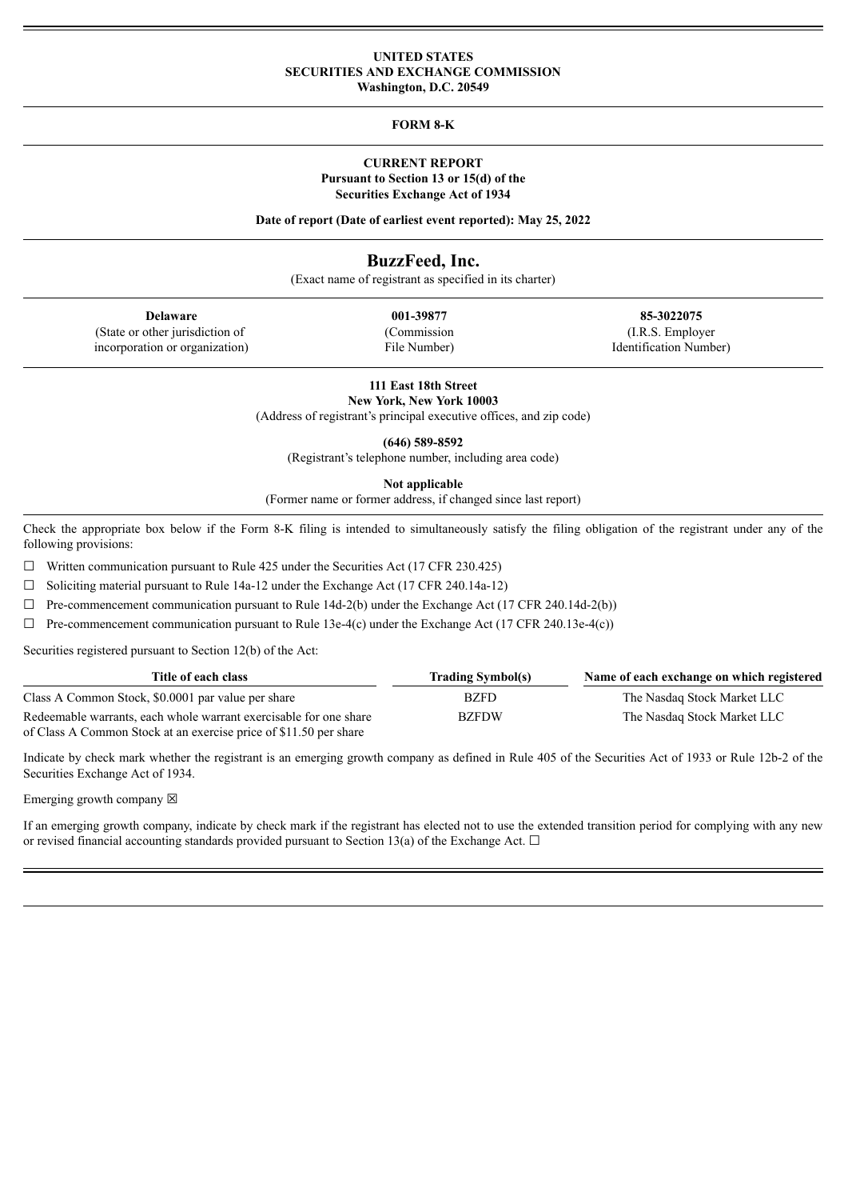**UNITED STATES**
**SECURITIES AND EXCHANGE COMMISSION**
**Washington, D.C. 20549**

---

**FORM 8-K**

---

**CURRENT REPORT**
**Pursuant to Section 13 or 15(d) of the**
**Securities Exchange Act of 1934**

**Date of report (Date of earliest event reported): May 25, 2022**

---

# BuzzFeed, Inc.

(Exact name of registrant as specified in its charter)

| **Delaware** | **001-39877** | **85-3022075** |
|---|---|---|
| (State or other jurisdiction of incorporation or organization) | (Commission File Number) | (I.R.S. Employer Identification Number) |

**111 East 18th Street**
**New York, New York 10003**
(Address of registrant's principal executive offices, and zip code)

**(646) 589-8592**
(Registrant's telephone number, including area code)

**Not applicable**
(Former name or former address, if changed since last report)

---

Check the appropriate box below if the Form 8-K filing is intended to simultaneously satisfy the filing obligation of the registrant under any of the following provisions:

☐ Written communication pursuant to Rule 425 under the Securities Act (17 CFR 230.425)

☐ Soliciting material pursuant to Rule 14a-12 under the Exchange Act (17 CFR 240.14a-12)

☐ Pre-commencement communication pursuant to Rule 14d-2(b) under the Exchange Act (17 CFR 240.14d-2(b))

☐ Pre-commencement communication pursuant to Rule 13e-4(c) under the Exchange Act (17 CFR 240.13e-4(c))

Securities registered pursuant to Section 12(b) of the Act:

| Title of each class | Trading Symbol(s) | Name of each exchange on which registered |
|---|---|---|
| Class A Common Stock, $0.0001 par value per share | BZFD | The Nasdaq Stock Market LLC |
| Redeemable warrants, each whole warrant exercisable for one share of Class A Common Stock at an exercise price of $11.50 per share | BZFDW | The Nasdaq Stock Market LLC |

Indicate by check mark whether the registrant is an emerging growth company as defined in Rule 405 of the Securities Act of 1933 or Rule 12b-2 of the Securities Exchange Act of 1934.

Emerging growth company ☒

If an emerging growth company, indicate by check mark if the registrant has elected not to use the extended transition period for complying with any new or revised financial accounting standards provided pursuant to Section 13(a) of the Exchange Act. ☐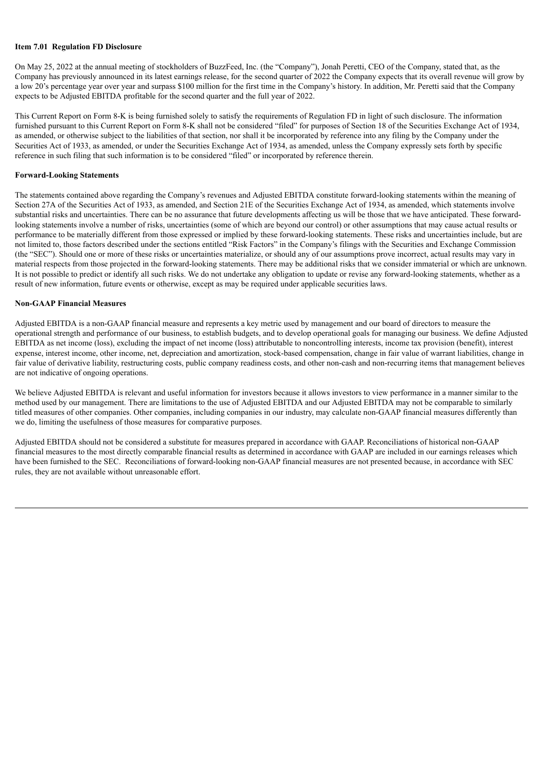**Item 7.01 Regulation FD Disclosure**

On May 25, 2022 at the annual meeting of stockholders of BuzzFeed, Inc. (the "Company"), Jonah Peretti, CEO of the Company, stated that, as the Company has previously announced in its latest earnings release, for the second quarter of 2022 the Company expects that its overall revenue will grow by a low 20's percentage year over year and surpass $100 million for the first time in the Company's history. In addition, Mr. Peretti said that the Company expects to be Adjusted EBITDA profitable for the second quarter and the full year of 2022.

This Current Report on Form 8-K is being furnished solely to satisfy the requirements of Regulation FD in light of such disclosure. The information furnished pursuant to this Current Report on Form 8-K shall not be considered "filed" for purposes of Section 18 of the Securities Exchange Act of 1934, as amended, or otherwise subject to the liabilities of that section, nor shall it be incorporated by reference into any filing by the Company under the Securities Act of 1933, as amended, or under the Securities Exchange Act of 1934, as amended, unless the Company expressly sets forth by specific reference in such filing that such information is to be considered "filed" or incorporated by reference therein.

**Forward-Looking Statements**

The statements contained above regarding the Company's revenues and Adjusted EBITDA constitute forward-looking statements within the meaning of Section 27A of the Securities Act of 1933, as amended, and Section 21E of the Securities Exchange Act of 1934, as amended, which statements involve substantial risks and uncertainties. There can be no assurance that future developments affecting us will be those that we have anticipated. These forward-looking statements involve a number of risks, uncertainties (some of which are beyond our control) or other assumptions that may cause actual results or performance to be materially different from those expressed or implied by these forward-looking statements. These risks and uncertainties include, but are not limited to, those factors described under the sections entitled "Risk Factors" in the Company's filings with the Securities and Exchange Commission (the "SEC"). Should one or more of these risks or uncertainties materialize, or should any of our assumptions prove incorrect, actual results may vary in material respects from those projected in the forward-looking statements. There may be additional risks that we consider immaterial or which are unknown. It is not possible to predict or identify all such risks. We do not undertake any obligation to update or revise any forward-looking statements, whether as a result of new information, future events or otherwise, except as may be required under applicable securities laws.

**Non-GAAP Financial Measures**

Adjusted EBITDA is a non-GAAP financial measure and represents a key metric used by management and our board of directors to measure the operational strength and performance of our business, to establish budgets, and to develop operational goals for managing our business. We define Adjusted EBITDA as net income (loss), excluding the impact of net income (loss) attributable to noncontrolling interests, income tax provision (benefit), interest expense, interest income, other income, net, depreciation and amortization, stock-based compensation, change in fair value of warrant liabilities, change in fair value of derivative liability, restructuring costs, public company readiness costs, and other non-cash and non-recurring items that management believes are not indicative of ongoing operations.

We believe Adjusted EBITDA is relevant and useful information for investors because it allows investors to view performance in a manner similar to the method used by our management. There are limitations to the use of Adjusted EBITDA and our Adjusted EBITDA may not be comparable to similarly titled measures of other companies. Other companies, including companies in our industry, may calculate non-GAAP financial measures differently than we do, limiting the usefulness of those measures for comparative purposes.

Adjusted EBITDA should not be considered a substitute for measures prepared in accordance with GAAP. Reconciliations of historical non-GAAP financial measures to the most directly comparable financial results as determined in accordance with GAAP are included in our earnings releases which have been furnished to the SEC. Reconciliations of forward-looking non-GAAP financial measures are not presented because, in accordance with SEC rules, they are not available without unreasonable effort.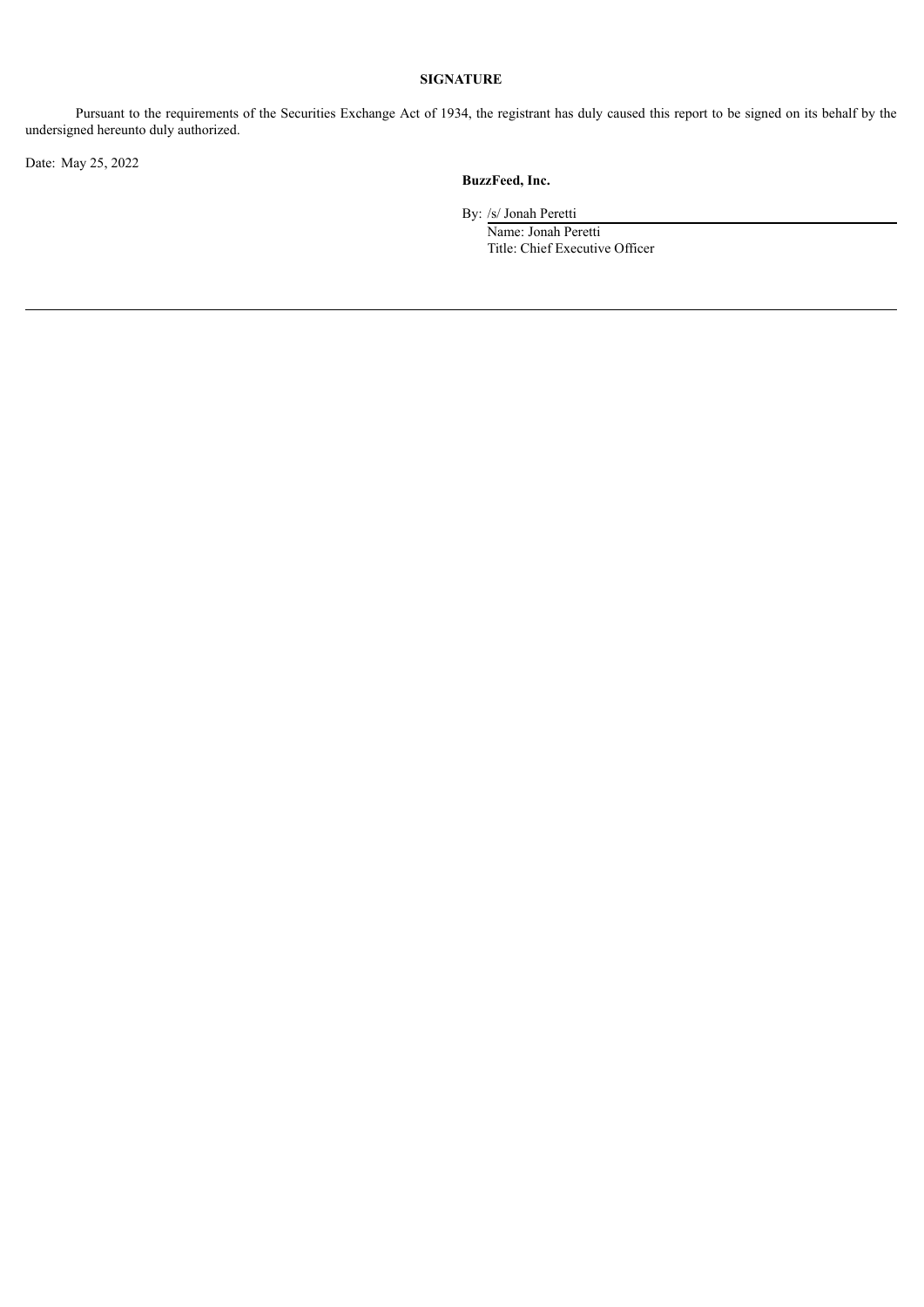**SIGNATURE**

Pursuant to the requirements of the Securities Exchange Act of 1934, the registrant has duly caused this report to be signed on its behalf by the undersigned hereunto duly authorized.

Date: May 25, 2022

**BuzzFeed, Inc.**

By: /s/ Jonah Peretti

Name: Jonah Peretti

Title: Chief Executive Officer